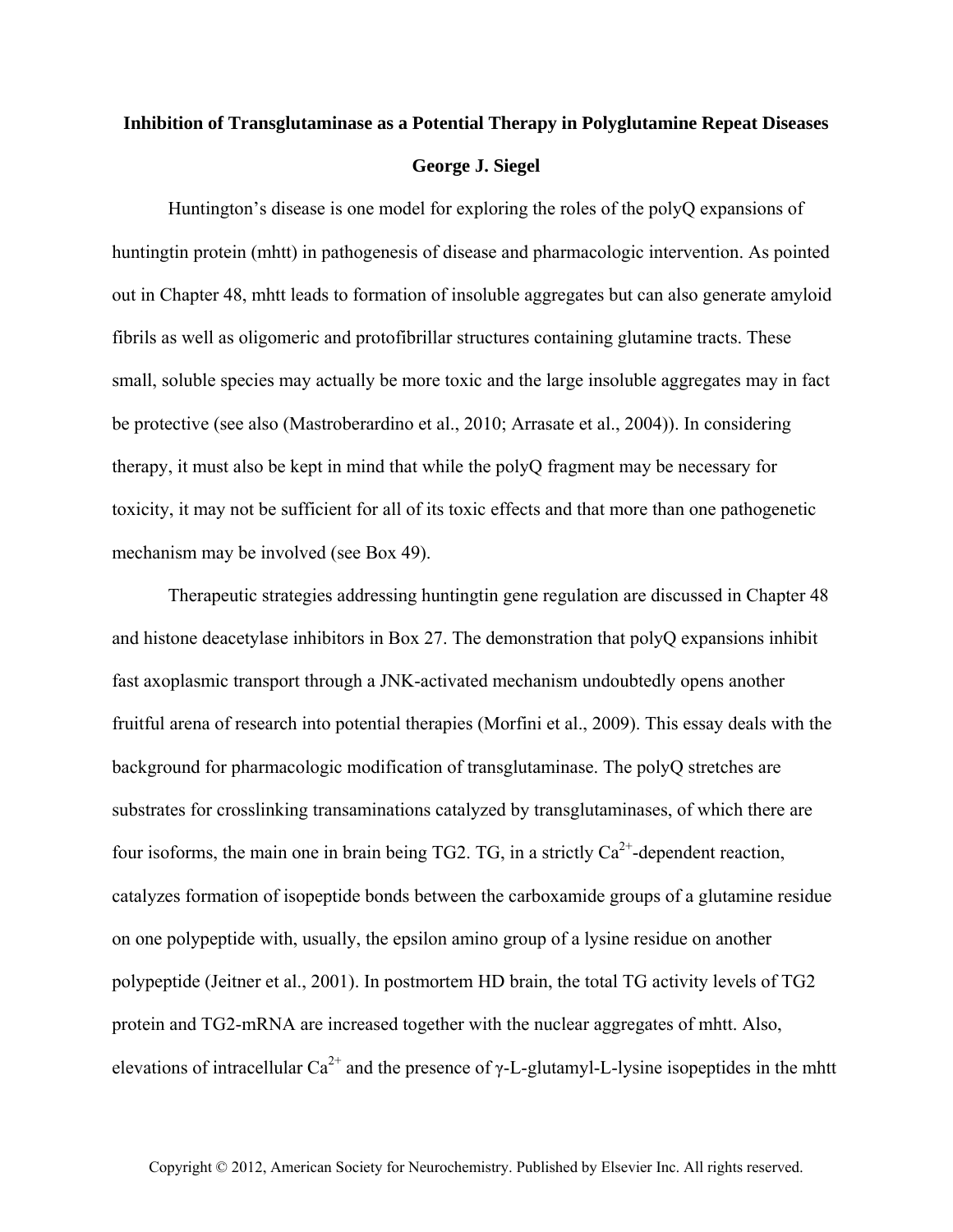# Inhibition of Transglutaminase as a Potential Therapy in Polyglutamine Repeat Diseases

**George J. Siegel**

Huntington's disease is one model for exploring the roles of the polyQ expansions of huntingtin protein (mhtt) in pathogenesis of disease and pharmacologic intervention. As pointed out in Chapter 48, mhtt leads to formation of insoluble aggregates but can also generate amyloid fibrils as well as oligomeric and protofibrillar structures containing glutamine tracts. These small, soluble species may actually be more toxic and the large insoluble aggregates may in fact be protective (see also (Mastroberardino et al., 2010; Arrasate et al., 2004)). In considering therapy, it must also be kept in mind that while the polyQ fragment may be necessary for toxicity, it may not be sufficient for all of its toxic effects and that more than one pathogenetic mechanism may be involved (see Box 49).

Therapeutic strategies addressing huntingtin gene regulation are discussed in Chapter 48 and histone deacetylase inhibitors in Box 27. The demonstration that polyQ expansions inhibit fast axoplasmic transport through a JNK-activated mechanism undoubtedly opens another fruitful arena of research into potential therapies (Morfini et al., 2009). This essay deals with the background for pharmacologic modification of transglutaminase. The polyQ stretches are substrates for crosslinking transaminations catalyzed by transglutaminases, of which there are four isoforms, the main one in brain being TG2. TG, in a strictly $Ca^{2+}$-dependent reaction, catalyzes formation of isopeptide bonds between the carboxamide groups of a glutamine residue on one polypeptide with, usually, the epsilon amino group of a lysine residue on another polypeptide (Jeitner et al., 2001). In postmortem HD brain, the total TG activity levels of TG2 protein and TG2-mRNA are increased together with the nuclear aggregates of mhtt. Also, elevations of intracellular $Ca^{2+}$ and the presence of γ-L-glutamyl-L-lysine isopeptides in the mhtt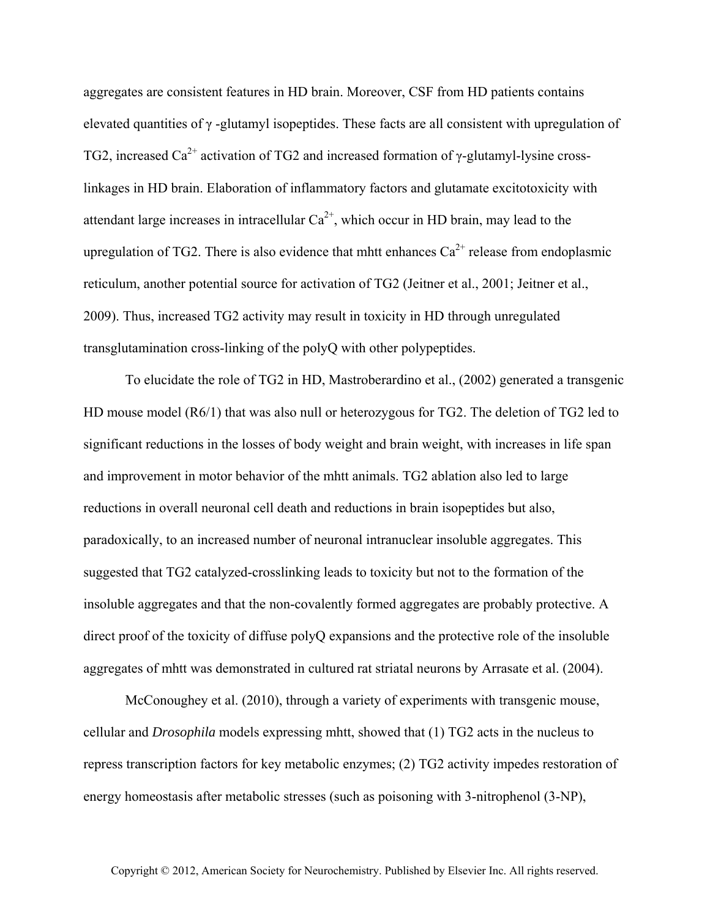aggregates are consistent features in HD brain. Moreover, CSF from HD patients contains elevated quantities of γ -glutamyl isopeptides. These facts are all consistent with upregulation of TG2, increased $Ca^{2+}$ activation of TG2 and increased formation of γ-glutamyl-lysine cross-linkages in HD brain. Elaboration of inflammatory factors and glutamate excitotoxicity with attendant large increases in intracellular $Ca^{2+}$, which occur in HD brain, may lead to the upregulation of TG2. There is also evidence that mhtt enhances $Ca^{2+}$ release from endoplasmic reticulum, another potential source for activation of TG2 (Jeitner et al., 2001; Jeitner et al., 2009). Thus, increased TG2 activity may result in toxicity in HD through unregulated transglutamination cross-linking of the polyQ with other polypeptides.

To elucidate the role of TG2 in HD, Mastroberardino et al., (2002) generated a transgenic HD mouse model (R6/1) that was also null or heterozygous for TG2. The deletion of TG2 led to significant reductions in the losses of body weight and brain weight, with increases in life span and improvement in motor behavior of the mhtt animals. TG2 ablation also led to large reductions in overall neuronal cell death and reductions in brain isopeptides but also, paradoxically, to an increased number of neuronal intranuclear insoluble aggregates. This suggested that TG2 catalyzed-crosslinking leads to toxicity but not to the formation of the insoluble aggregates and that the non-covalently formed aggregates are probably protective. A direct proof of the toxicity of diffuse polyQ expansions and the protective role of the insoluble aggregates of mhtt was demonstrated in cultured rat striatal neurons by Arrasate et al. (2004).

McConoughey et al. (2010), through a variety of experiments with transgenic mouse, cellular and *Drosophila* models expressing mhtt, showed that (1) TG2 acts in the nucleus to repress transcription factors for key metabolic enzymes; (2) TG2 activity impedes restoration of energy homeostasis after metabolic stresses (such as poisoning with 3-nitrophenol (3-NP),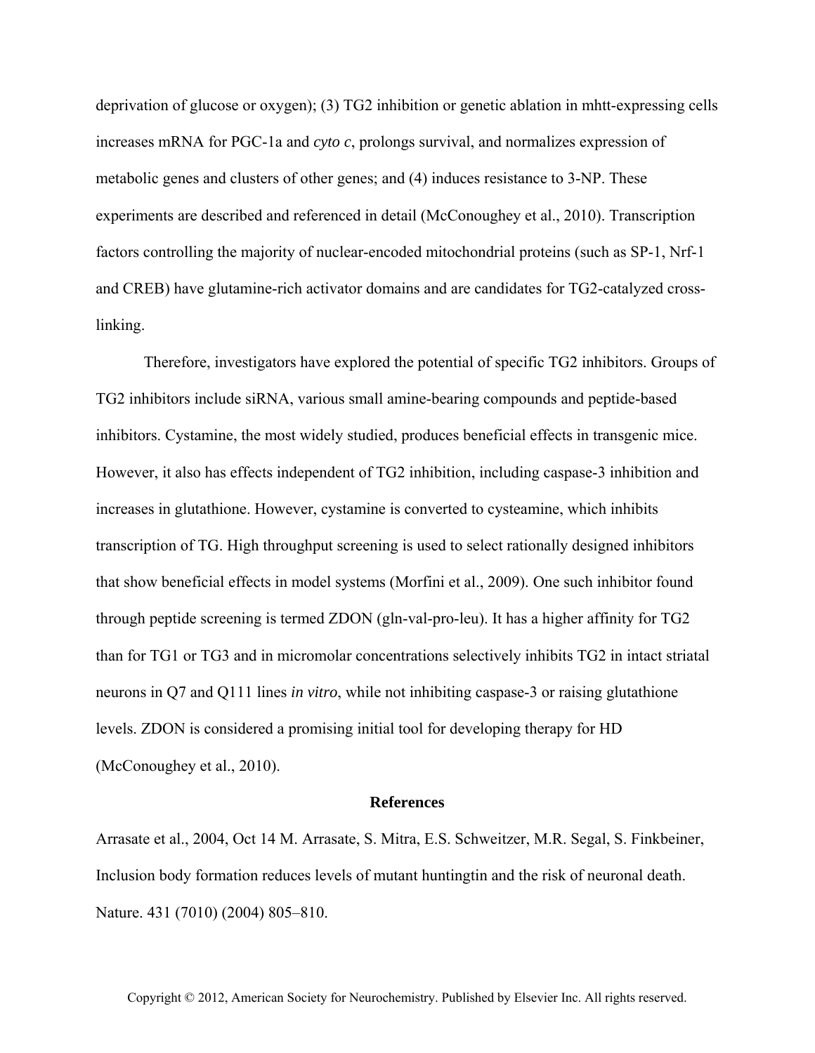deprivation of glucose or oxygen); (3) TG2 inhibition or genetic ablation in mhtt-expressing cells increases mRNA for PGC-1a and *cyto c*, prolongs survival, and normalizes expression of metabolic genes and clusters of other genes; and (4) induces resistance to 3-NP. These experiments are described and referenced in detail (McConoughey et al., 2010). Transcription factors controlling the majority of nuclear-encoded mitochondrial proteins (such as SP-1, Nrf-1 and CREB) have glutamine-rich activator domains and are candidates for TG2-catalyzed cross-linking.

Therefore, investigators have explored the potential of specific TG2 inhibitors. Groups of TG2 inhibitors include siRNA, various small amine-bearing compounds and peptide-based inhibitors. Cystamine, the most widely studied, produces beneficial effects in transgenic mice. However, it also has effects independent of TG2 inhibition, including caspase-3 inhibition and increases in glutathione. However, cystamine is converted to cysteamine, which inhibits transcription of TG. High throughput screening is used to select rationally designed inhibitors that show beneficial effects in model systems (Morfini et al., 2009). One such inhibitor found through peptide screening is termed ZDON (gln-val-pro-leu). It has a higher affinity for TG2 than for TG1 or TG3 and in micromolar concentrations selectively inhibits TG2 in intact striatal neurons in Q7 and Q111 lines *in vitro*, while not inhibiting caspase-3 or raising glutathione levels. ZDON is considered a promising initial tool for developing therapy for HD (McConoughey et al., 2010).

## References

Arrasate et al., 2004, Oct 14 M. Arrasate, S. Mitra, E.S. Schweitzer, M.R. Segal, S. Finkbeiner, Inclusion body formation reduces levels of mutant huntingtin and the risk of neuronal death. Nature. 431 (7010) (2004) 805–810.

Copyright © 2012, American Society for Neurochemistry. Published by Elsevier Inc. All rights reserved.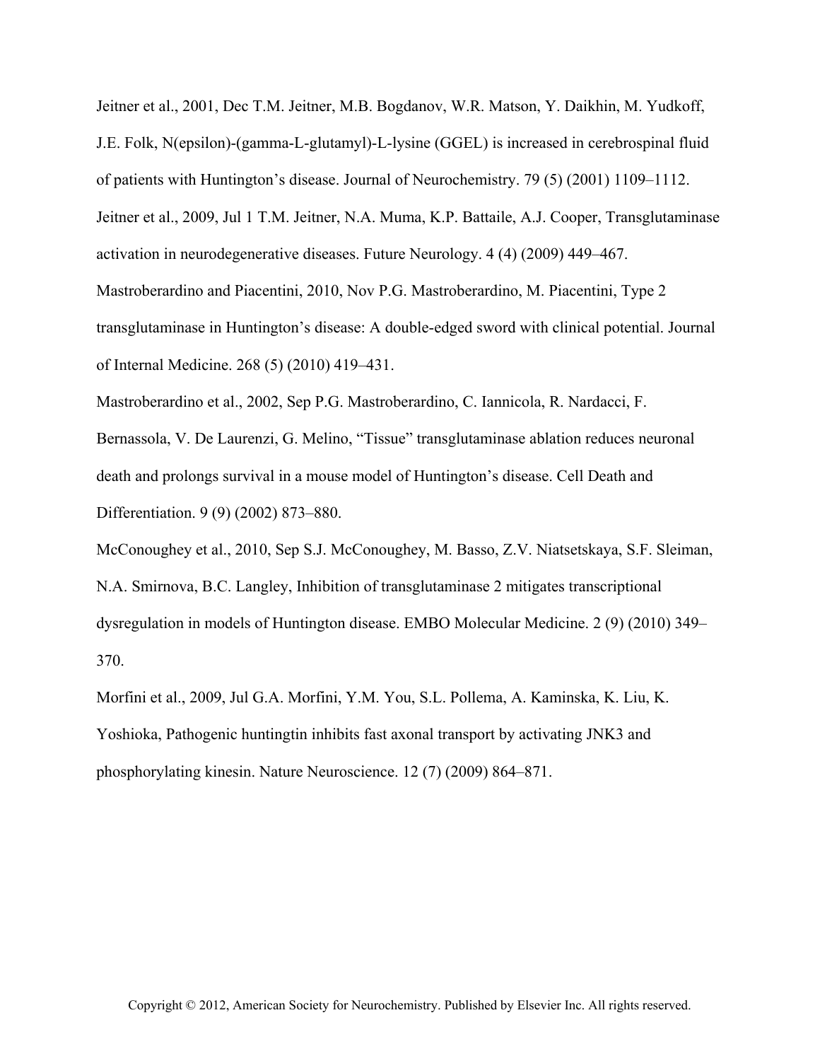Jeitner et al., 2001, Dec T.M. Jeitner, M.B. Bogdanov, W.R. Matson, Y. Daikhin, M. Yudkoff, J.E. Folk, N(epsilon)-(gamma-L-glutamyl)-L-lysine (GGEL) is increased in cerebrospinal fluid of patients with Huntington's disease. Journal of Neurochemistry. 79 (5) (2001) 1109–1112.

Jeitner et al., 2009, Jul 1 T.M. Jeitner, N.A. Muma, K.P. Battaile, A.J. Cooper, Transglutaminase activation in neurodegenerative diseases. Future Neurology. 4 (4) (2009) 449–467.

Mastroberardino and Piacentini, 2010, Nov P.G. Mastroberardino, M. Piacentini, Type 2 transglutaminase in Huntington's disease: A double-edged sword with clinical potential. Journal of Internal Medicine. 268 (5) (2010) 419–431.

Mastroberardino et al., 2002, Sep P.G. Mastroberardino, C. Iannicola, R. Nardacci, F. Bernassola, V. De Laurenzi, G. Melino, "Tissue" transglutaminase ablation reduces neuronal death and prolongs survival in a mouse model of Huntington's disease. Cell Death and Differentiation. 9 (9) (2002) 873–880.

McConoughey et al., 2010, Sep S.J. McConoughey, M. Basso, Z.V. Niatsetskaya, S.F. Sleiman, N.A. Smirnova, B.C. Langley, Inhibition of transglutaminase 2 mitigates transcriptional dysregulation in models of Huntington disease. EMBO Molecular Medicine. 2 (9) (2010) 349–370.

Morfini et al., 2009, Jul G.A. Morfini, Y.M. You, S.L. Pollema, A. Kaminska, K. Liu, K. Yoshioka, Pathogenic huntingtin inhibits fast axonal transport by activating JNK3 and phosphorylating kinesin. Nature Neuroscience. 12 (7) (2009) 864–871.

Copyright © 2012, American Society for Neurochemistry. Published by Elsevier Inc. All rights reserved.